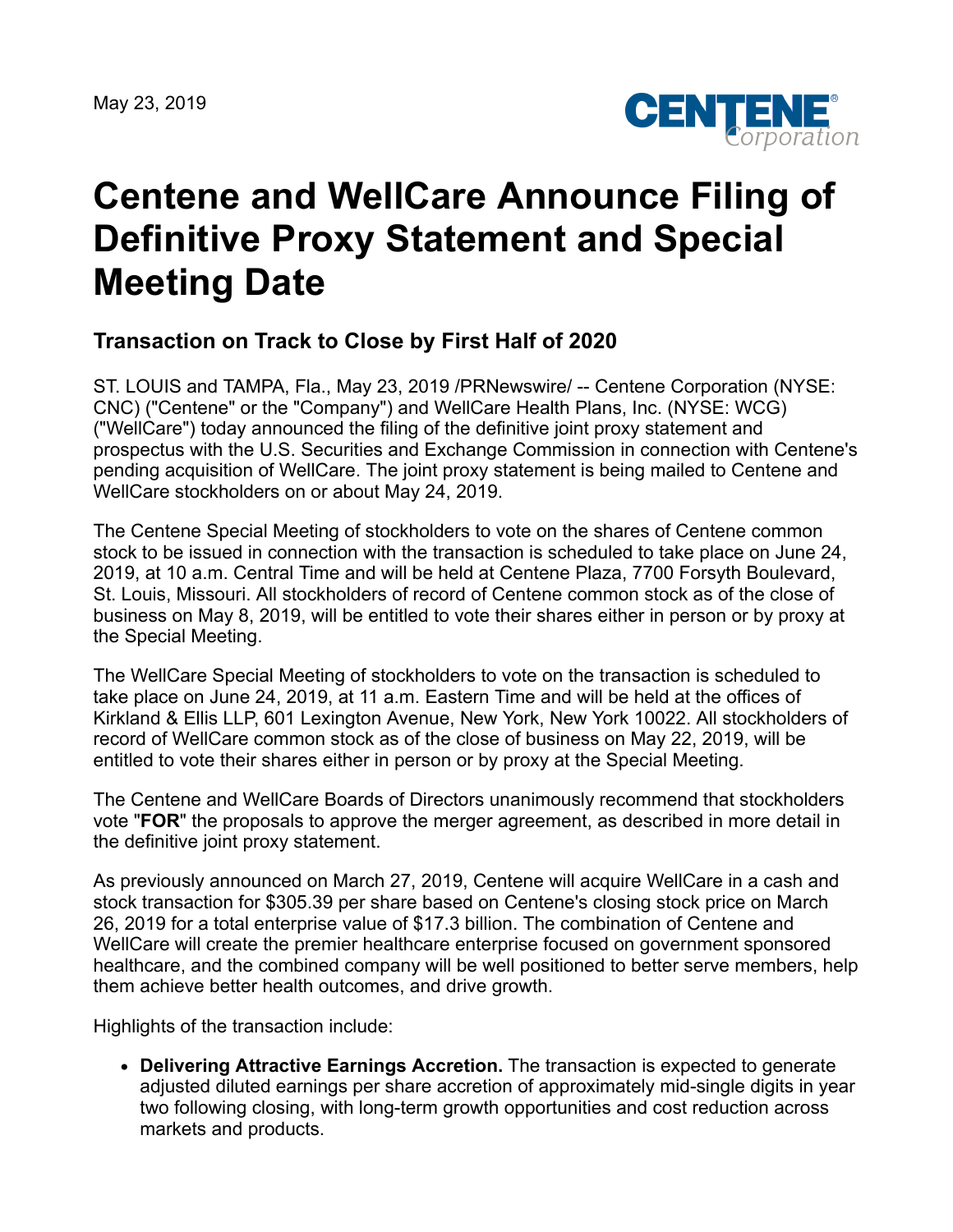May 23, 2019

# Centene and WellCare Announce Filing of Definitive Proxy Statement and Special Meeting Date

## Transaction on Track to Close by First Half of 2020

ST. LOUIS and TAMPA, Fla., May 23, 2019 /PRNewswire/ -- Centene Corporation (NYSE: CNC) ("Centene" or the "Company") and WellCare Health Plans, Inc. (NYSE: WCG) ("WellCare") today announced the filing of the definitive joint proxy statement and prospectus with the U.S. Securities and Exchange Commission in connection with Centene's pending acquisition of WellCare. The joint proxy statement is being mailed to Centene and WellCare stockholders on or about May 24, 2019.

The Centene Special Meeting of stockholders to vote on the shares of Centene common stock to be issued in connection with the transaction is scheduled to take place on June 24, 2019, at 10 a.m. Central Time and will be held at Centene Plaza, 7700 Forsyth Boulevard, St. Louis, Missouri. All stockholders of record of Centene common stock as of the close of business on May 8, 2019, will be entitled to vote their shares either in person or by proxy at the Special Meeting.

The WellCare Special Meeting of stockholders to vote on the transaction is scheduled to take place on June 24, 2019, at 11 a.m. Eastern Time and will be held at the offices of Kirkland & Ellis LLP, 601 Lexington Avenue, New York, New York 10022. All stockholders of record of WellCare common stock as of the close of business on May 22, 2019, will be entitled to vote their shares either in person or by proxy at the Special Meeting.

The Centene and WellCare Boards of Directors unanimously recommend that stockholders vote "**FOR**" the proposals to approve the merger agreement, as described in more detail in the definitive joint proxy statement.

As previously announced on March 27, 2019, Centene will acquire WellCare in a cash and stock transaction for $305.39 per share based on Centene's closing stock price on March 26, 2019 for a total enterprise value of $17.3 billion. The combination of Centene and WellCare will create the premier healthcare enterprise focused on government sponsored healthcare, and the combined company will be well positioned to better serve members, help them achieve better health outcomes, and drive growth.

Highlights of the transaction include:

- **Delivering Attractive Earnings Accretion.** The transaction is expected to generate adjusted diluted earnings per share accretion of approximately mid-single digits in year two following closing, with long-term growth opportunities and cost reduction across markets and products.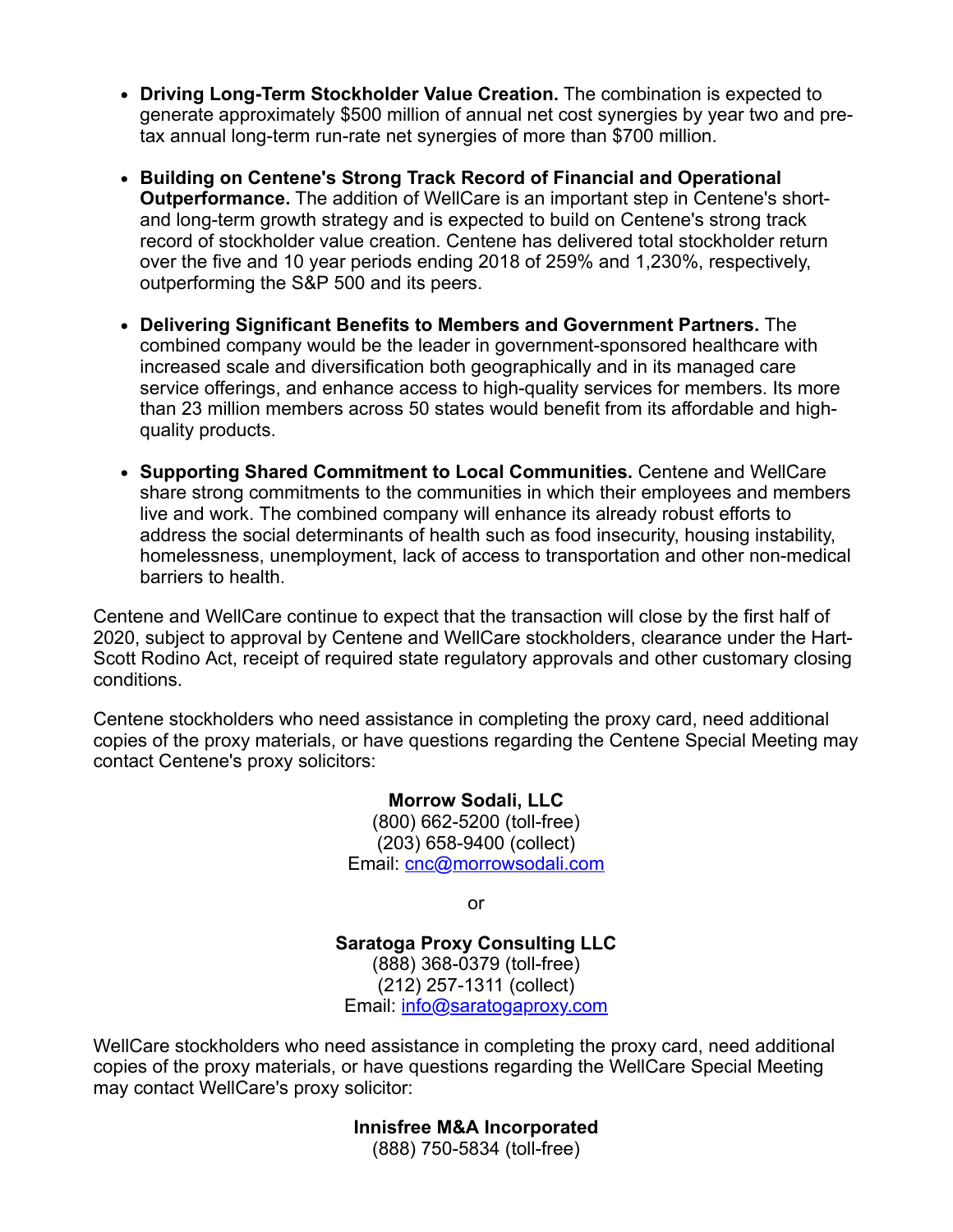- **Driving Long-Term Stockholder Value Creation.** The combination is expected to generate approximately $500 million of annual net cost synergies by year two and pre-tax annual long-term run-rate net synergies of more than $700 million.

- **Building on Centene's Strong Track Record of Financial and Operational Outperformance.** The addition of WellCare is an important step in Centene's short- and long-term growth strategy and is expected to build on Centene's strong track record of stockholder value creation. Centene has delivered total stockholder return over the five and 10 year periods ending 2018 of 259% and 1,230%, respectively, outperforming the S&P 500 and its peers.

- **Delivering Significant Benefits to Members and Government Partners.** The combined company would be the leader in government-sponsored healthcare with increased scale and diversification both geographically and in its managed care service offerings, and enhance access to high-quality services for members. Its more than 23 million members across 50 states would benefit from its affordable and high-quality products.

- **Supporting Shared Commitment to Local Communities.** Centene and WellCare share strong commitments to the communities in which their employees and members live and work. The combined company will enhance its already robust efforts to address the social determinants of health such as food insecurity, housing instability, homelessness, unemployment, lack of access to transportation and other non-medical barriers to health.

Centene and WellCare continue to expect that the transaction will close by the first half of 2020, subject to approval by Centene and WellCare stockholders, clearance under the Hart-Scott Rodino Act, receipt of required state regulatory approvals and other customary closing conditions.

Centene stockholders who need assistance in completing the proxy card, need additional copies of the proxy materials, or have questions regarding the Centene Special Meeting may contact Centene's proxy solicitors:

**Morrow Sodali, LLC**
(800) 662-5200 (toll-free)
(203) 658-9400 (collect)
Email: cnc@morrowsodali.com

or

**Saratoga Proxy Consulting LLC**
(888) 368-0379 (toll-free)
(212) 257-1311 (collect)
Email: info@saratogaproxy.com

WellCare stockholders who need assistance in completing the proxy card, need additional copies of the proxy materials, or have questions regarding the WellCare Special Meeting may contact WellCare's proxy solicitor:

**Innisfree M&A Incorporated**
(888) 750-5834 (toll-free)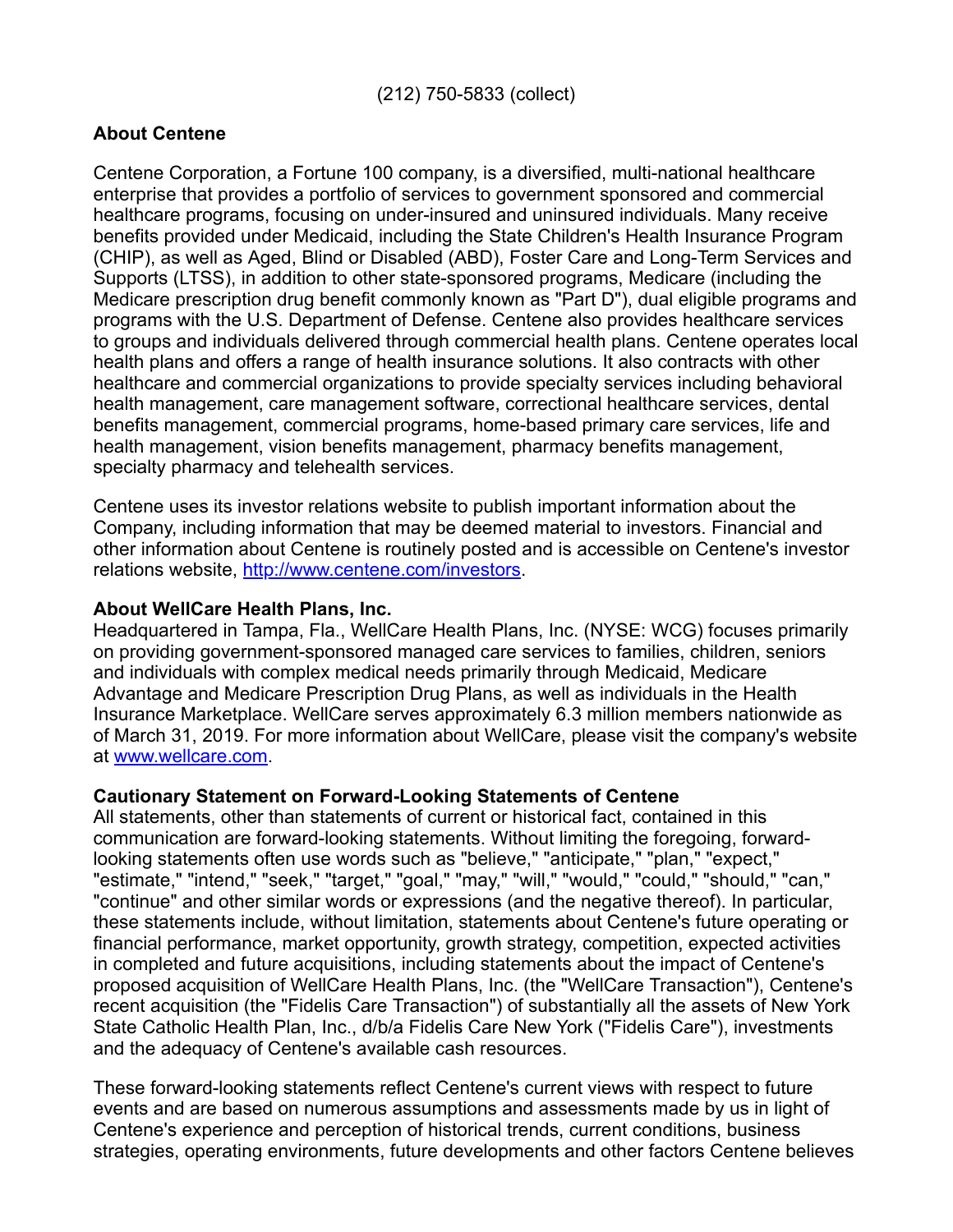(212) 750-5833 (collect)

**About Centene**

Centene Corporation, a Fortune 100 company, is a diversified, multi-national healthcare enterprise that provides a portfolio of services to government sponsored and commercial healthcare programs, focusing on under-insured and uninsured individuals. Many receive benefits provided under Medicaid, including the State Children's Health Insurance Program (CHIP), as well as Aged, Blind or Disabled (ABD), Foster Care and Long-Term Services and Supports (LTSS), in addition to other state-sponsored programs, Medicare (including the Medicare prescription drug benefit commonly known as "Part D"), dual eligible programs and programs with the U.S. Department of Defense. Centene also provides healthcare services to groups and individuals delivered through commercial health plans. Centene operates local health plans and offers a range of health insurance solutions. It also contracts with other healthcare and commercial organizations to provide specialty services including behavioral health management, care management software, correctional healthcare services, dental benefits management, commercial programs, home-based primary care services, life and health management, vision benefits management, pharmacy benefits management, specialty pharmacy and telehealth services.

Centene uses its investor relations website to publish important information about the Company, including information that may be deemed material to investors. Financial and other information about Centene is routinely posted and is accessible on Centene's investor relations website, http://www.centene.com/investors.

**About WellCare Health Plans, Inc.**

Headquartered in Tampa, Fla., WellCare Health Plans, Inc. (NYSE: WCG) focuses primarily on providing government-sponsored managed care services to families, children, seniors and individuals with complex medical needs primarily through Medicaid, Medicare Advantage and Medicare Prescription Drug Plans, as well as individuals in the Health Insurance Marketplace. WellCare serves approximately 6.3 million members nationwide as of March 31, 2019. For more information about WellCare, please visit the company's website at www.wellcare.com.

**Cautionary Statement on Forward-Looking Statements of Centene**

All statements, other than statements of current or historical fact, contained in this communication are forward-looking statements. Without limiting the foregoing, forward-looking statements often use words such as "believe," "anticipate," "plan," "expect," "estimate," "intend," "seek," "target," "goal," "may," "will," "would," "could," "should," "can," "continue" and other similar words or expressions (and the negative thereof). In particular, these statements include, without limitation, statements about Centene's future operating or financial performance, market opportunity, growth strategy, competition, expected activities in completed and future acquisitions, including statements about the impact of Centene's proposed acquisition of WellCare Health Plans, Inc. (the "WellCare Transaction"), Centene's recent acquisition (the "Fidelis Care Transaction") of substantially all the assets of New York State Catholic Health Plan, Inc., d/b/a Fidelis Care New York ("Fidelis Care"), investments and the adequacy of Centene's available cash resources.

These forward-looking statements reflect Centene's current views with respect to future events and are based on numerous assumptions and assessments made by us in light of Centene's experience and perception of historical trends, current conditions, business strategies, operating environments, future developments and other factors Centene believes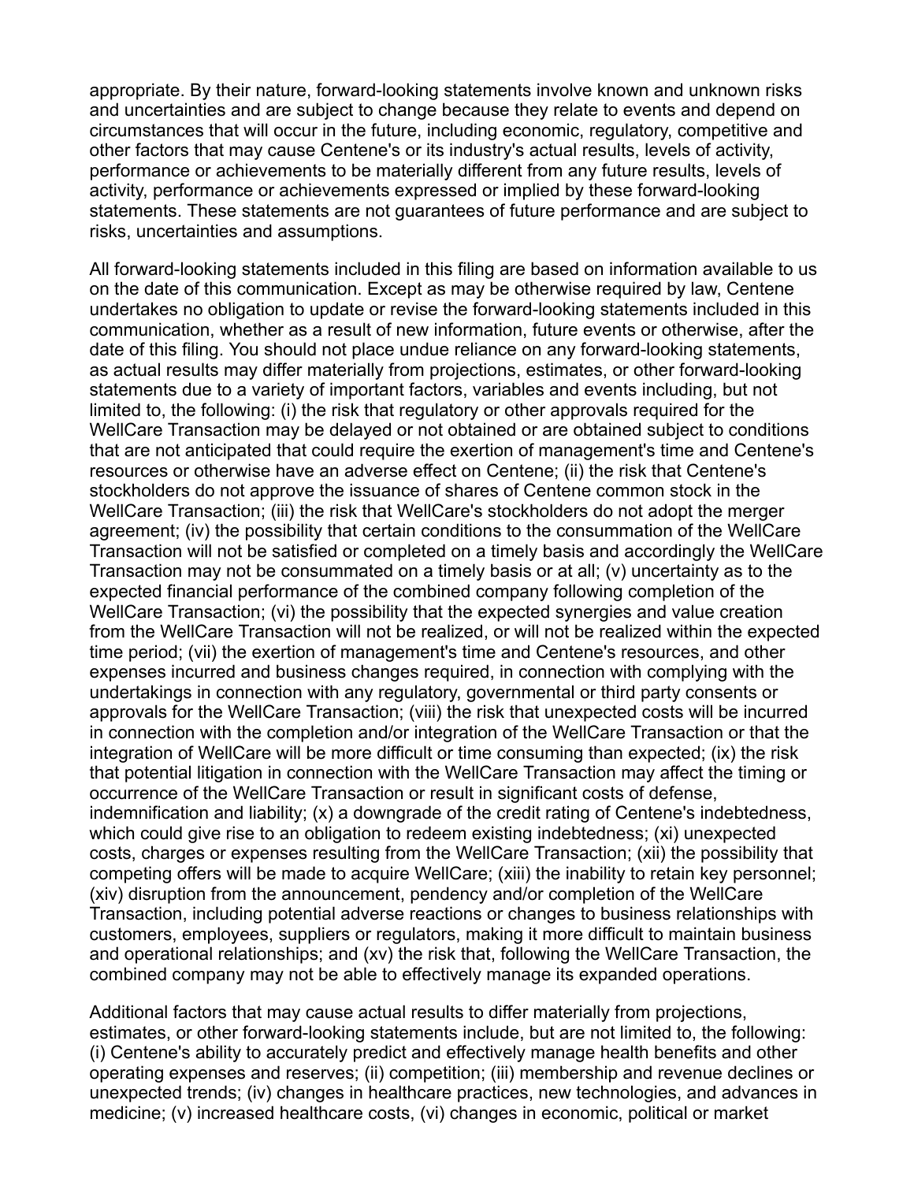appropriate. By their nature, forward-looking statements involve known and unknown risks and uncertainties and are subject to change because they relate to events and depend on circumstances that will occur in the future, including economic, regulatory, competitive and other factors that may cause Centene's or its industry's actual results, levels of activity, performance or achievements to be materially different from any future results, levels of activity, performance or achievements expressed or implied by these forward-looking statements. These statements are not guarantees of future performance and are subject to risks, uncertainties and assumptions.

All forward-looking statements included in this filing are based on information available to us on the date of this communication. Except as may be otherwise required by law, Centene undertakes no obligation to update or revise the forward-looking statements included in this communication, whether as a result of new information, future events or otherwise, after the date of this filing. You should not place undue reliance on any forward-looking statements, as actual results may differ materially from projections, estimates, or other forward-looking statements due to a variety of important factors, variables and events including, but not limited to, the following: (i) the risk that regulatory or other approvals required for the WellCare Transaction may be delayed or not obtained or are obtained subject to conditions that are not anticipated that could require the exertion of management's time and Centene's resources or otherwise have an adverse effect on Centene; (ii) the risk that Centene's stockholders do not approve the issuance of shares of Centene common stock in the WellCare Transaction; (iii) the risk that WellCare's stockholders do not adopt the merger agreement; (iv) the possibility that certain conditions to the consummation of the WellCare Transaction will not be satisfied or completed on a timely basis and accordingly the WellCare Transaction may not be consummated on a timely basis or at all; (v) uncertainty as to the expected financial performance of the combined company following completion of the WellCare Transaction; (vi) the possibility that the expected synergies and value creation from the WellCare Transaction will not be realized, or will not be realized within the expected time period; (vii) the exertion of management's time and Centene's resources, and other expenses incurred and business changes required, in connection with complying with the undertakings in connection with any regulatory, governmental or third party consents or approvals for the WellCare Transaction; (viii) the risk that unexpected costs will be incurred in connection with the completion and/or integration of the WellCare Transaction or that the integration of WellCare will be more difficult or time consuming than expected; (ix) the risk that potential litigation in connection with the WellCare Transaction may affect the timing or occurrence of the WellCare Transaction or result in significant costs of defense, indemnification and liability; (x) a downgrade of the credit rating of Centene's indebtedness, which could give rise to an obligation to redeem existing indebtedness; (xi) unexpected costs, charges or expenses resulting from the WellCare Transaction; (xii) the possibility that competing offers will be made to acquire WellCare; (xiii) the inability to retain key personnel; (xiv) disruption from the announcement, pendency and/or completion of the WellCare Transaction, including potential adverse reactions or changes to business relationships with customers, employees, suppliers or regulators, making it more difficult to maintain business and operational relationships; and (xv) the risk that, following the WellCare Transaction, the combined company may not be able to effectively manage its expanded operations.

Additional factors that may cause actual results to differ materially from projections, estimates, or other forward-looking statements include, but are not limited to, the following: (i) Centene's ability to accurately predict and effectively manage health benefits and other operating expenses and reserves; (ii) competition; (iii) membership and revenue declines or unexpected trends; (iv) changes in healthcare practices, new technologies, and advances in medicine; (v) increased healthcare costs, (vi) changes in economic, political or market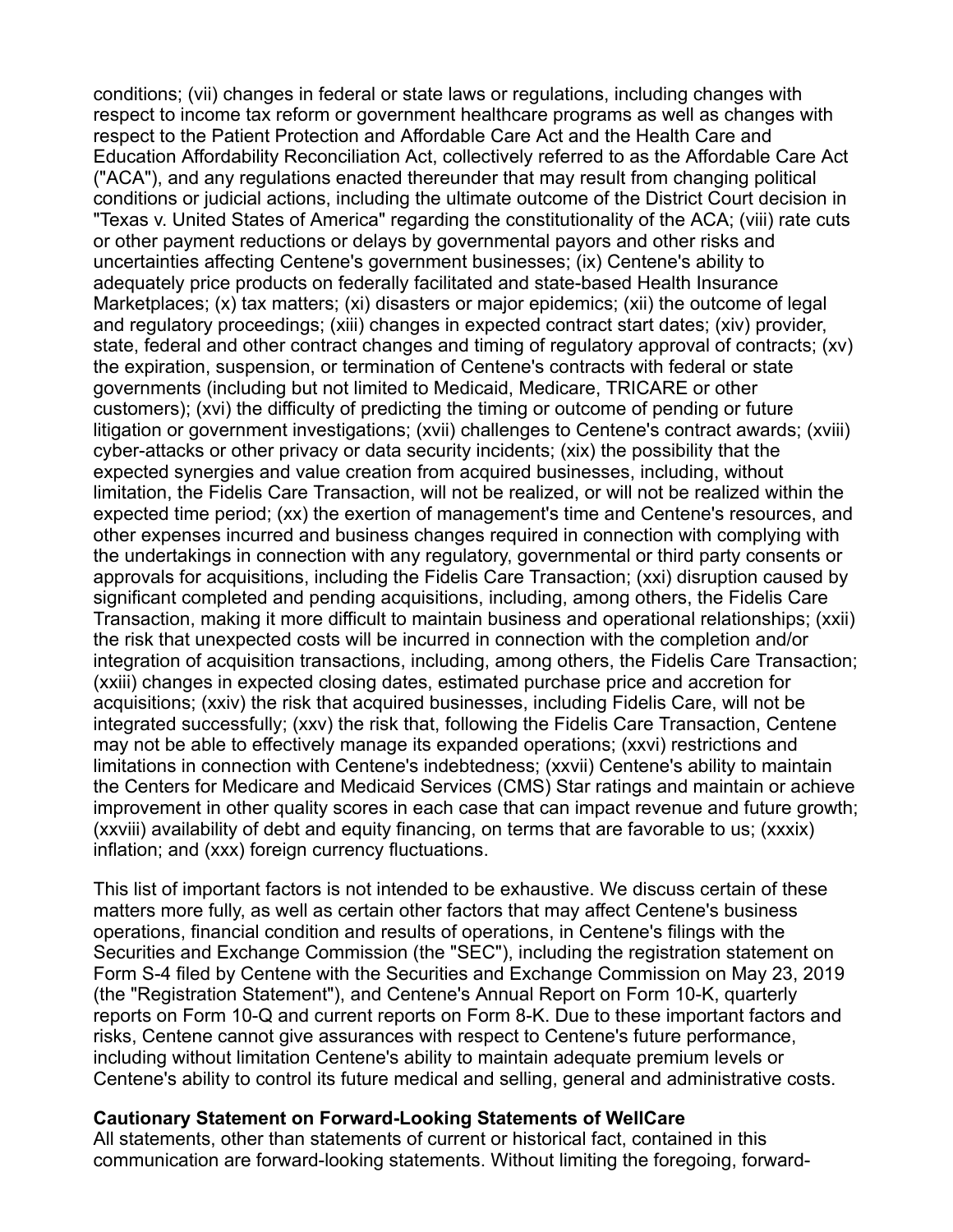conditions; (vii) changes in federal or state laws or regulations, including changes with respect to income tax reform or government healthcare programs as well as changes with respect to the Patient Protection and Affordable Care Act and the Health Care and Education Affordability Reconciliation Act, collectively referred to as the Affordable Care Act ("ACA"), and any regulations enacted thereunder that may result from changing political conditions or judicial actions, including the ultimate outcome of the District Court decision in "Texas v. United States of America" regarding the constitutionality of the ACA; (viii) rate cuts or other payment reductions or delays by governmental payors and other risks and uncertainties affecting Centene's government businesses; (ix) Centene's ability to adequately price products on federally facilitated and state-based Health Insurance Marketplaces; (x) tax matters; (xi) disasters or major epidemics; (xii) the outcome of legal and regulatory proceedings; (xiii) changes in expected contract start dates; (xiv) provider, state, federal and other contract changes and timing of regulatory approval of contracts; (xv) the expiration, suspension, or termination of Centene's contracts with federal or state governments (including but not limited to Medicaid, Medicare, TRICARE or other customers); (xvi) the difficulty of predicting the timing or outcome of pending or future litigation or government investigations; (xvii) challenges to Centene's contract awards; (xviii) cyber-attacks or other privacy or data security incidents; (xix) the possibility that the expected synergies and value creation from acquired businesses, including, without limitation, the Fidelis Care Transaction, will not be realized, or will not be realized within the expected time period; (xx) the exertion of management's time and Centene's resources, and other expenses incurred and business changes required in connection with complying with the undertakings in connection with any regulatory, governmental or third party consents or approvals for acquisitions, including the Fidelis Care Transaction; (xxi) disruption caused by significant completed and pending acquisitions, including, among others, the Fidelis Care Transaction, making it more difficult to maintain business and operational relationships; (xxii) the risk that unexpected costs will be incurred in connection with the completion and/or integration of acquisition transactions, including, among others, the Fidelis Care Transaction; (xxiii) changes in expected closing dates, estimated purchase price and accretion for acquisitions; (xxiv) the risk that acquired businesses, including Fidelis Care, will not be integrated successfully; (xxv) the risk that, following the Fidelis Care Transaction, Centene may not be able to effectively manage its expanded operations; (xxvi) restrictions and limitations in connection with Centene's indebtedness; (xxvii) Centene's ability to maintain the Centers for Medicare and Medicaid Services (CMS) Star ratings and maintain or achieve improvement in other quality scores in each case that can impact revenue and future growth; (xxviii) availability of debt and equity financing, on terms that are favorable to us; (xxxix) inflation; and (xxx) foreign currency fluctuations.

This list of important factors is not intended to be exhaustive. We discuss certain of these matters more fully, as well as certain other factors that may affect Centene's business operations, financial condition and results of operations, in Centene's filings with the Securities and Exchange Commission (the "SEC"), including the registration statement on Form S-4 filed by Centene with the Securities and Exchange Commission on May 23, 2019 (the "Registration Statement"), and Centene's Annual Report on Form 10-K, quarterly reports on Form 10-Q and current reports on Form 8-K. Due to these important factors and risks, Centene cannot give assurances with respect to Centene's future performance, including without limitation Centene's ability to maintain adequate premium levels or Centene's ability to control its future medical and selling, general and administrative costs.

**Cautionary Statement on Forward-Looking Statements of WellCare**

All statements, other than statements of current or historical fact, contained in this communication are forward-looking statements. Without limiting the foregoing, forward-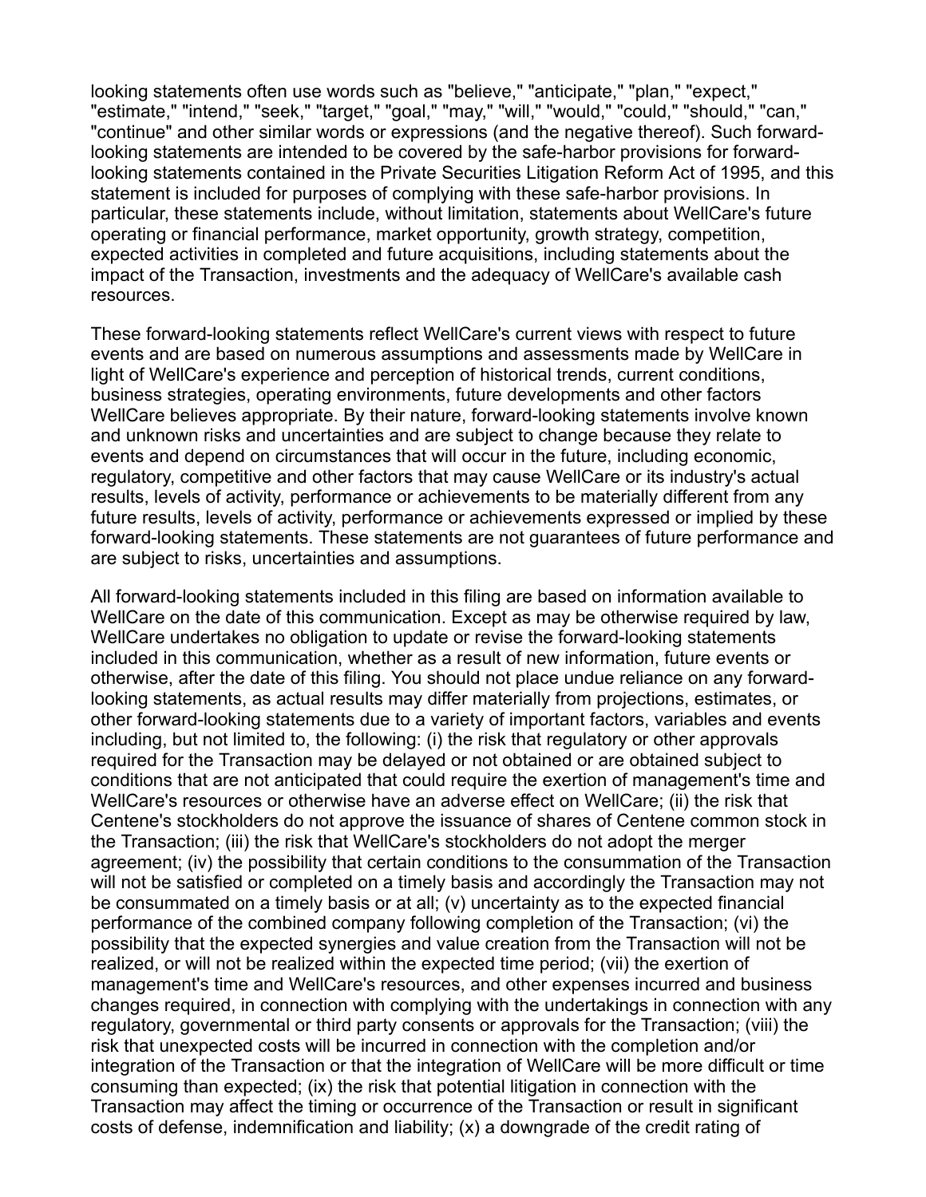looking statements often use words such as "believe," "anticipate," "plan," "expect," "estimate," "intend," "seek," "target," "goal," "may," "will," "would," "could," "should," "can," "continue" and other similar words or expressions (and the negative thereof). Such forward-looking statements are intended to be covered by the safe-harbor provisions for forward-looking statements contained in the Private Securities Litigation Reform Act of 1995, and this statement is included for purposes of complying with these safe-harbor provisions. In particular, these statements include, without limitation, statements about WellCare's future operating or financial performance, market opportunity, growth strategy, competition, expected activities in completed and future acquisitions, including statements about the impact of the Transaction, investments and the adequacy of WellCare's available cash resources.

These forward-looking statements reflect WellCare's current views with respect to future events and are based on numerous assumptions and assessments made by WellCare in light of WellCare's experience and perception of historical trends, current conditions, business strategies, operating environments, future developments and other factors WellCare believes appropriate. By their nature, forward-looking statements involve known and unknown risks and uncertainties and are subject to change because they relate to events and depend on circumstances that will occur in the future, including economic, regulatory, competitive and other factors that may cause WellCare or its industry's actual results, levels of activity, performance or achievements to be materially different from any future results, levels of activity, performance or achievements expressed or implied by these forward-looking statements. These statements are not guarantees of future performance and are subject to risks, uncertainties and assumptions.

All forward-looking statements included in this filing are based on information available to WellCare on the date of this communication. Except as may be otherwise required by law, WellCare undertakes no obligation to update or revise the forward-looking statements included in this communication, whether as a result of new information, future events or otherwise, after the date of this filing. You should not place undue reliance on any forward-looking statements, as actual results may differ materially from projections, estimates, or other forward-looking statements due to a variety of important factors, variables and events including, but not limited to, the following: (i) the risk that regulatory or other approvals required for the Transaction may be delayed or not obtained or are obtained subject to conditions that are not anticipated that could require the exertion of management's time and WellCare's resources or otherwise have an adverse effect on WellCare; (ii) the risk that Centene's stockholders do not approve the issuance of shares of Centene common stock in the Transaction; (iii) the risk that WellCare's stockholders do not adopt the merger agreement; (iv) the possibility that certain conditions to the consummation of the Transaction will not be satisfied or completed on a timely basis and accordingly the Transaction may not be consummated on a timely basis or at all; (v) uncertainty as to the expected financial performance of the combined company following completion of the Transaction; (vi) the possibility that the expected synergies and value creation from the Transaction will not be realized, or will not be realized within the expected time period; (vii) the exertion of management's time and WellCare's resources, and other expenses incurred and business changes required, in connection with complying with the undertakings in connection with any regulatory, governmental or third party consents or approvals for the Transaction; (viii) the risk that unexpected costs will be incurred in connection with the completion and/or integration of the Transaction or that the integration of WellCare will be more difficult or time consuming than expected; (ix) the risk that potential litigation in connection with the Transaction may affect the timing or occurrence of the Transaction or result in significant costs of defense, indemnification and liability; (x) a downgrade of the credit rating of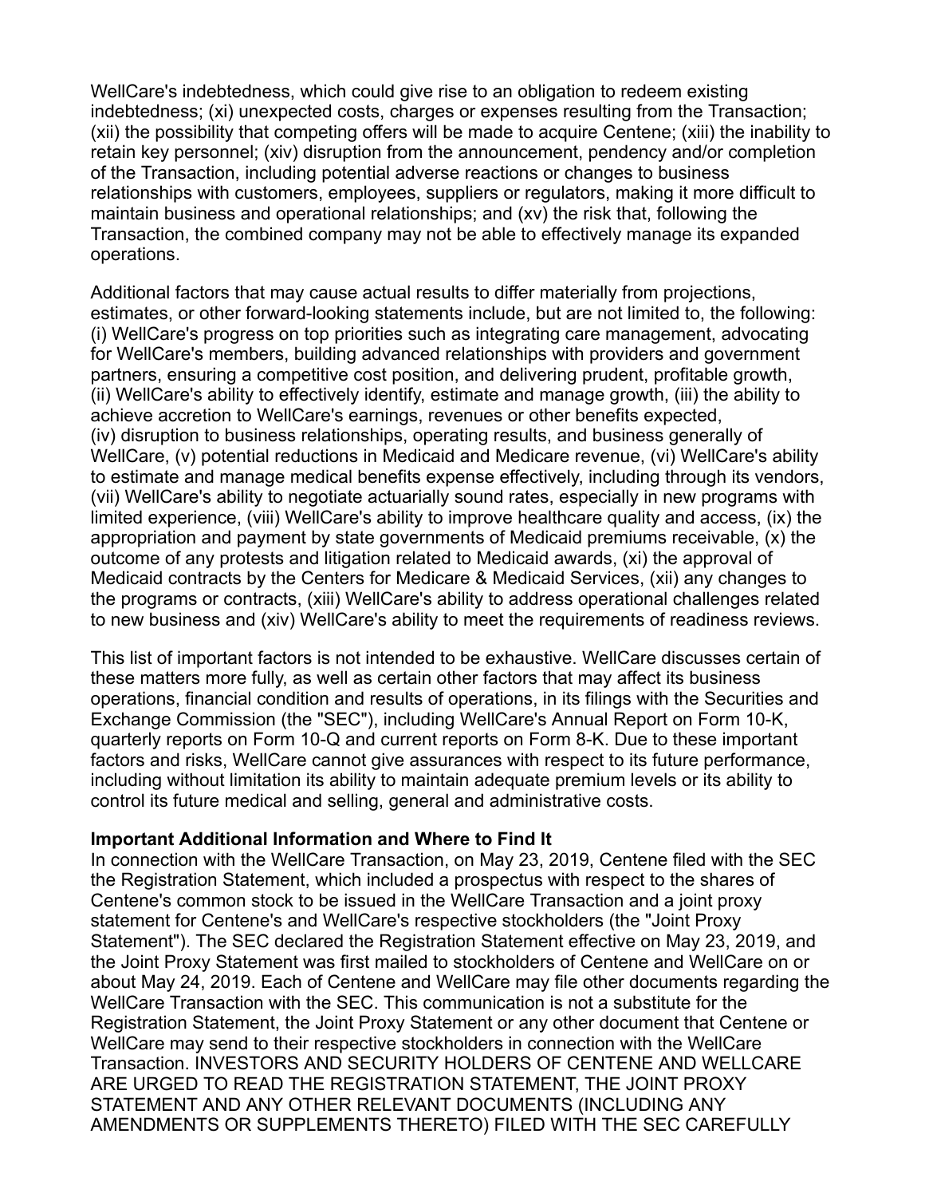WellCare's indebtedness, which could give rise to an obligation to redeem existing indebtedness; (xi) unexpected costs, charges or expenses resulting from the Transaction; (xii) the possibility that competing offers will be made to acquire Centene; (xiii) the inability to retain key personnel; (xiv) disruption from the announcement, pendency and/or completion of the Transaction, including potential adverse reactions or changes to business relationships with customers, employees, suppliers or regulators, making it more difficult to maintain business and operational relationships; and (xv) the risk that, following the Transaction, the combined company may not be able to effectively manage its expanded operations.

Additional factors that may cause actual results to differ materially from projections, estimates, or other forward-looking statements include, but are not limited to, the following: (i) WellCare's progress on top priorities such as integrating care management, advocating for WellCare's members, building advanced relationships with providers and government partners, ensuring a competitive cost position, and delivering prudent, profitable growth, (ii) WellCare's ability to effectively identify, estimate and manage growth, (iii) the ability to achieve accretion to WellCare's earnings, revenues or other benefits expected, (iv) disruption to business relationships, operating results, and business generally of WellCare, (v) potential reductions in Medicaid and Medicare revenue, (vi) WellCare's ability to estimate and manage medical benefits expense effectively, including through its vendors, (vii) WellCare's ability to negotiate actuarially sound rates, especially in new programs with limited experience, (viii) WellCare's ability to improve healthcare quality and access, (ix) the appropriation and payment by state governments of Medicaid premiums receivable, (x) the outcome of any protests and litigation related to Medicaid awards, (xi) the approval of Medicaid contracts by the Centers for Medicare & Medicaid Services, (xii) any changes to the programs or contracts, (xiii) WellCare's ability to address operational challenges related to new business and (xiv) WellCare's ability to meet the requirements of readiness reviews.

This list of important factors is not intended to be exhaustive. WellCare discusses certain of these matters more fully, as well as certain other factors that may affect its business operations, financial condition and results of operations, in its filings with the Securities and Exchange Commission (the "SEC"), including WellCare's Annual Report on Form 10-K, quarterly reports on Form 10-Q and current reports on Form 8-K. Due to these important factors and risks, WellCare cannot give assurances with respect to its future performance, including without limitation its ability to maintain adequate premium levels or its ability to control its future medical and selling, general and administrative costs.

**Important Additional Information and Where to Find It**

In connection with the WellCare Transaction, on May 23, 2019, Centene filed with the SEC the Registration Statement, which included a prospectus with respect to the shares of Centene's common stock to be issued in the WellCare Transaction and a joint proxy statement for Centene's and WellCare's respective stockholders (the "Joint Proxy Statement"). The SEC declared the Registration Statement effective on May 23, 2019, and the Joint Proxy Statement was first mailed to stockholders of Centene and WellCare on or about May 24, 2019. Each of Centene and WellCare may file other documents regarding the WellCare Transaction with the SEC. This communication is not a substitute for the Registration Statement, the Joint Proxy Statement or any other document that Centene or WellCare may send to their respective stockholders in connection with the WellCare Transaction. INVESTORS AND SECURITY HOLDERS OF CENTENE AND WELLCARE ARE URGED TO READ THE REGISTRATION STATEMENT, THE JOINT PROXY STATEMENT AND ANY OTHER RELEVANT DOCUMENTS (INCLUDING ANY AMENDMENTS OR SUPPLEMENTS THERETO) FILED WITH THE SEC CAREFULLY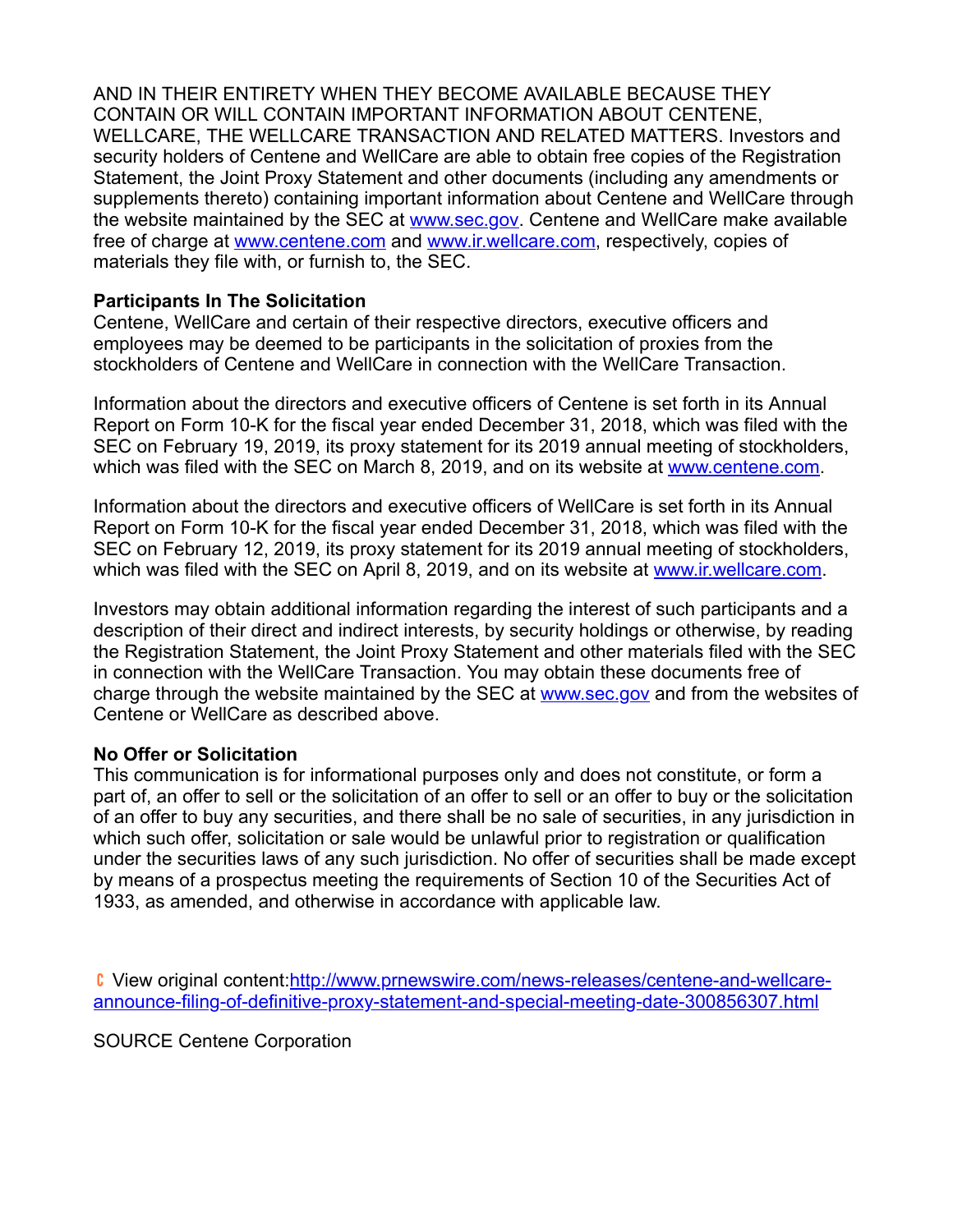AND IN THEIR ENTIRETY WHEN THEY BECOME AVAILABLE BECAUSE THEY CONTAIN OR WILL CONTAIN IMPORTANT INFORMATION ABOUT CENTENE, WELLCARE, THE WELLCARE TRANSACTION AND RELATED MATTERS. Investors and security holders of Centene and WellCare are able to obtain free copies of the Registration Statement, the Joint Proxy Statement and other documents (including any amendments or supplements thereto) containing important information about Centene and WellCare through the website maintained by the SEC at [www.sec.gov](http://www.sec.gov). Centene and WellCare make available free of charge at [www.centene.com](http://www.centene.com) and [www.ir.wellcare.com](http://www.ir.wellcare.com), respectively, copies of materials they file with, or furnish to, the SEC.

**Participants In The Solicitation**
Centene, WellCare and certain of their respective directors, executive officers and employees may be deemed to be participants in the solicitation of proxies from the stockholders of Centene and WellCare in connection with the WellCare Transaction.

Information about the directors and executive officers of Centene is set forth in its Annual Report on Form 10-K for the fiscal year ended December 31, 2018, which was filed with the SEC on February 19, 2019, its proxy statement for its 2019 annual meeting of stockholders, which was filed with the SEC on March 8, 2019, and on its website at [www.centene.com](http://www.centene.com).

Information about the directors and executive officers of WellCare is set forth in its Annual Report on Form 10-K for the fiscal year ended December 31, 2018, which was filed with the SEC on February 12, 2019, its proxy statement for its 2019 annual meeting of stockholders, which was filed with the SEC on April 8, 2019, and on its website at [www.ir.wellcare.com](http://www.ir.wellcare.com).

Investors may obtain additional information regarding the interest of such participants and a description of their direct and indirect interests, by security holdings or otherwise, by reading the Registration Statement, the Joint Proxy Statement and other materials filed with the SEC in connection with the WellCare Transaction. You may obtain these documents free of charge through the website maintained by the SEC at [www.sec.gov](http://www.sec.gov) and from the websites of Centene or WellCare as described above.

**No Offer or Solicitation**
This communication is for informational purposes only and does not constitute, or form a part of, an offer to sell or the solicitation of an offer to sell or an offer to buy or the solicitation of an offer to buy any securities, and there shall be no sale of securities, in any jurisdiction in which such offer, solicitation or sale would be unlawful prior to registration or qualification under the securities laws of any such jurisdiction. No offer of securities shall be made except by means of a prospectus meeting the requirements of Section 10 of the Securities Act of 1933, as amended, and otherwise in accordance with applicable law.

View original content:[http://www.prnewswire.com/news-releases/centene-and-wellcare-announce-filing-of-definitive-proxy-statement-and-special-meeting-date-300856307.html](http://www.prnewswire.com/news-releases/centene-and-wellcare-announce-filing-of-definitive-proxy-statement-and-special-meeting-date-300856307.html)

SOURCE Centene Corporation